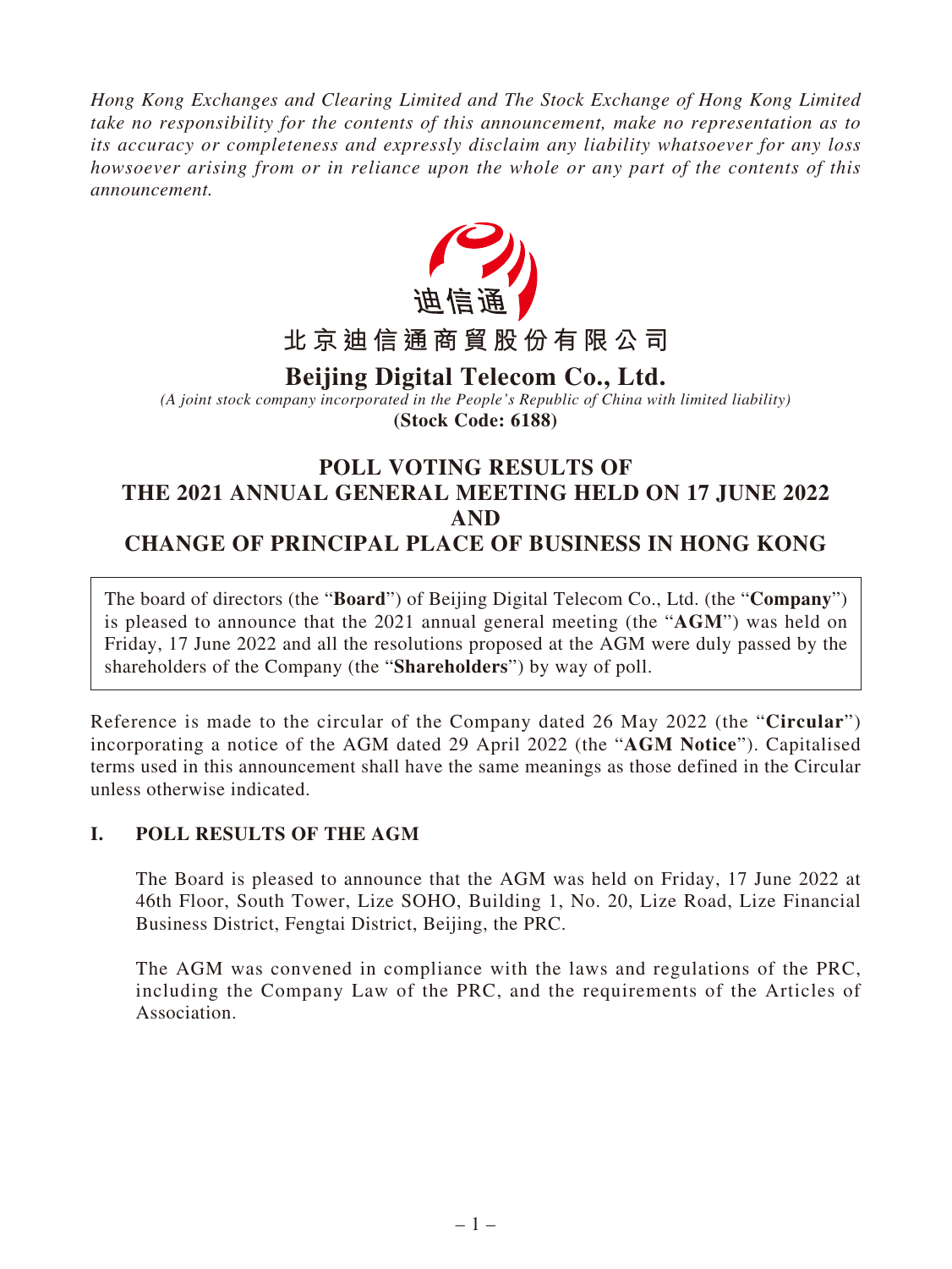*Hong Kong Exchanges and Clearing Limited and The Stock Exchange of Hong Kong Limited take no responsibility for the contents of this announcement, make no representation as to its accuracy or completeness and expressly disclaim any liability whatsoever for any loss howsoever arising from or in reliance upon the whole or any part of the contents of this announcement.*

迪信通

**北京迪信通商貿股份有限公司**

# Beijing Digital Telecom Co., Ltd.

*(A joint stock company incorporated in the People's Republic of China with limited liability)*

**(Stock Code: 6188)**

## POLL VOTING RESULTS OF THE 2021 ANNUAL GENERAL MEETING HELD ON 17 JUNE 2022 AND CHANGE OF PRINCIPAL PLACE OF BUSINESS IN HONG KONG

The board of directors (the "**Board**") of Beijing Digital Telecom Co., Ltd. (the "**Company**") is pleased to announce that the 2021 annual general meeting (the "**AGM**") was held on Friday, 17 June 2022 and all the resolutions proposed at the AGM were duly passed by the shareholders of the Company (the "**Shareholders**") by way of poll.

Reference is made to the circular of the Company dated 26 May 2022 (the "**Circular**") incorporating a notice of the AGM dated 29 April 2022 (the "**AGM Notice**"). Capitalised terms used in this announcement shall have the same meanings as those defined in the Circular unless otherwise indicated.

### I. POLL RESULTS OF THE AGM

The Board is pleased to announce that the AGM was held on Friday, 17 June 2022 at 46th Floor, South Tower, Lize SOHO, Building 1, No. 20, Lize Road, Lize Financial Business District, Fengtai District, Beijing, the PRC.

The AGM was convened in compliance with the laws and regulations of the PRC, including the Company Law of the PRC, and the requirements of the Articles of Association.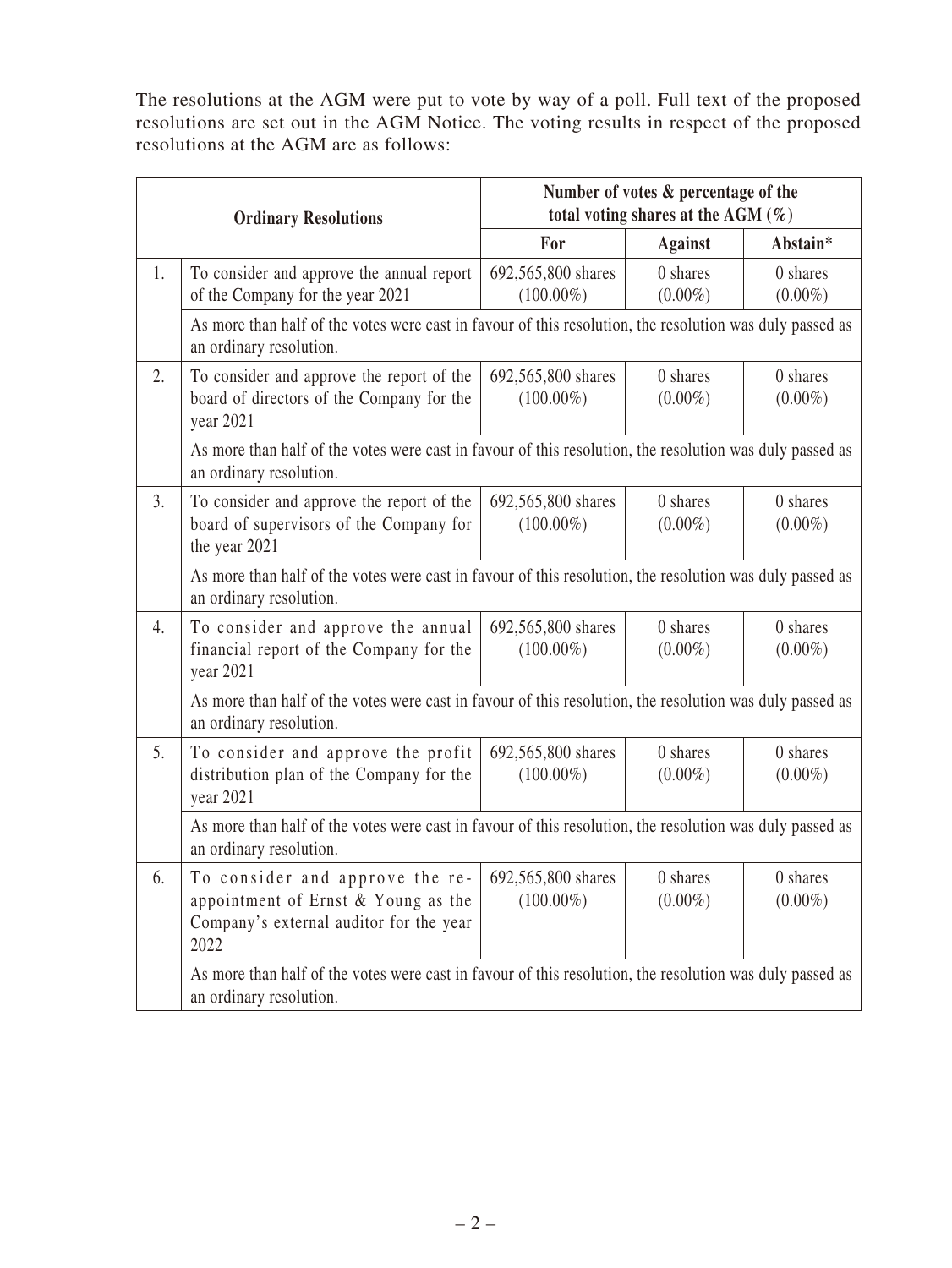The resolutions at the AGM were put to vote by way of a poll. Full text of the proposed resolutions are set out in the AGM Notice. The voting results in respect of the proposed resolutions at the AGM are as follows:

| Ordinary Resolutions | | Number of votes & percentage of the total voting shares at the AGM (%) | | |
|---|---|---|---|---|
| | | For | Against | Abstain* |
| 1. | To consider and approve the annual report of the Company for the year 2021 | 692,565,800 shares (100.00%) | 0 shares (0.00%) | 0 shares (0.00%) |
| | As more than half of the votes were cast in favour of this resolution, the resolution was duly passed as an ordinary resolution. | | | |
| 2. | To consider and approve the report of the board of directors of the Company for the year 2021 | 692,565,800 shares (100.00%) | 0 shares (0.00%) | 0 shares (0.00%) |
| | As more than half of the votes were cast in favour of this resolution, the resolution was duly passed as an ordinary resolution. | | | |
| 3. | To consider and approve the report of the board of supervisors of the Company for the year 2021 | 692,565,800 shares (100.00%) | 0 shares (0.00%) | 0 shares (0.00%) |
| | As more than half of the votes were cast in favour of this resolution, the resolution was duly passed as an ordinary resolution. | | | |
| 4. | To consider and approve the annual financial report of the Company for the year 2021 | 692,565,800 shares (100.00%) | 0 shares (0.00%) | 0 shares (0.00%) |
| | As more than half of the votes were cast in favour of this resolution, the resolution was duly passed as an ordinary resolution. | | | |
| 5. | To consider and approve the profit distribution plan of the Company for the year 2021 | 692,565,800 shares (100.00%) | 0 shares (0.00%) | 0 shares (0.00%) |
| | As more than half of the votes were cast in favour of this resolution, the resolution was duly passed as an ordinary resolution. | | | |
| 6. | To consider and approve the re-appointment of Ernst & Young as the Company's external auditor for the year 2022 | 692,565,800 shares (100.00%) | 0 shares (0.00%) | 0 shares (0.00%) |
| | As more than half of the votes were cast in favour of this resolution, the resolution was duly passed as an ordinary resolution. | | | |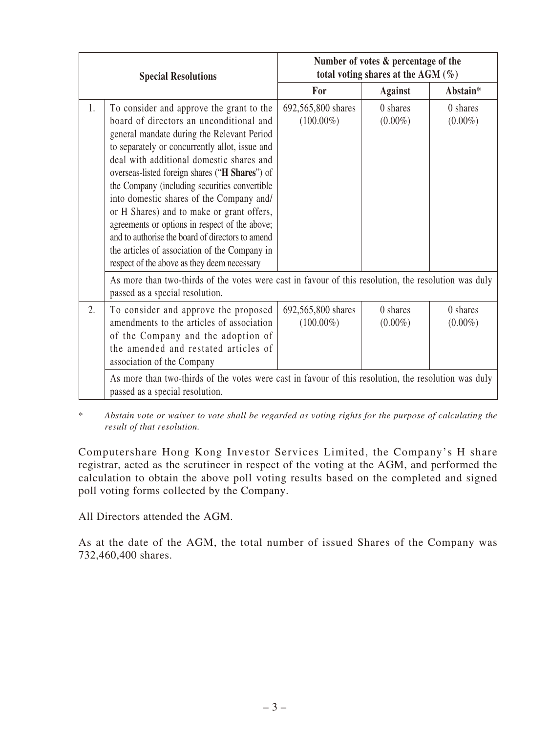| Special Resolutions | | Number of votes & percentage of the total voting shares at the AGM (%) | | |
|---|---|---|---|---|
| | | For | Against | Abstain* |
| 1. | To consider and approve the grant to the board of directors an unconditional and general mandate during the Relevant Period to separately or concurrently allot, issue and deal with additional domestic shares and overseas-listed foreign shares ("**H Shares**") of the Company (including securities convertible into domestic shares of the Company and/or H Shares) and to make or grant offers, agreements or options in respect of the above; and to authorise the board of directors to amend the articles of association of the Company in respect of the above as they deem necessary | 692,565,800 shares (100.00%) | 0 shares (0.00%) | 0 shares (0.00%) |
| | As more than two-thirds of the votes were cast in favour of this resolution, the resolution was duly passed as a special resolution. | | | |
| 2. | To consider and approve the proposed amendments to the articles of association of the Company and the adoption of the amended and restated articles of association of the Company | 692,565,800 shares (100.00%) | 0 shares (0.00%) | 0 shares (0.00%) |
| | As more than two-thirds of the votes were cast in favour of this resolution, the resolution was duly passed as a special resolution. | | | |

\* *Abstain vote or waiver to vote shall be regarded as voting rights for the purpose of calculating the result of that resolution.*

Computershare Hong Kong Investor Services Limited, the Company's H share registrar, acted as the scrutineer in respect of the voting at the AGM, and performed the calculation to obtain the above poll voting results based on the completed and signed poll voting forms collected by the Company.

All Directors attended the AGM.

As at the date of the AGM, the total number of issued Shares of the Company was 732,460,400 shares.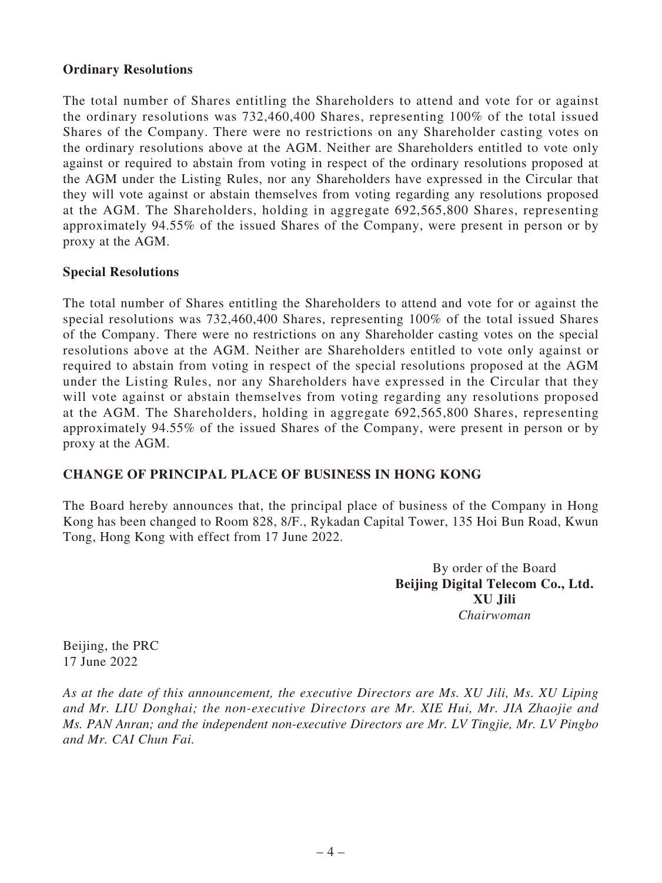**Ordinary Resolutions**

The total number of Shares entitling the Shareholders to attend and vote for or against the ordinary resolutions was 732,460,400 Shares, representing 100% of the total issued Shares of the Company. There were no restrictions on any Shareholder casting votes on the ordinary resolutions above at the AGM. Neither are Shareholders entitled to vote only against or required to abstain from voting in respect of the ordinary resolutions proposed at the AGM under the Listing Rules, nor any Shareholders have expressed in the Circular that they will vote against or abstain themselves from voting regarding any resolutions proposed at the AGM. The Shareholders, holding in aggregate 692,565,800 Shares, representing approximately 94.55% of the issued Shares of the Company, were present in person or by proxy at the AGM.

**Special Resolutions**

The total number of Shares entitling the Shareholders to attend and vote for or against the special resolutions was 732,460,400 Shares, representing 100% of the total issued Shares of the Company. There were no restrictions on any Shareholder casting votes on the special resolutions above at the AGM. Neither are Shareholders entitled to vote only against or required to abstain from voting in respect of the special resolutions proposed at the AGM under the Listing Rules, nor any Shareholders have expressed in the Circular that they will vote against or abstain themselves from voting regarding any resolutions proposed at the AGM. The Shareholders, holding in aggregate 692,565,800 Shares, representing approximately 94.55% of the issued Shares of the Company, were present in person or by proxy at the AGM.

**CHANGE OF PRINCIPAL PLACE OF BUSINESS IN HONG KONG**

The Board hereby announces that, the principal place of business of the Company in Hong Kong has been changed to Room 828, 8/F., Rykadan Capital Tower, 135 Hoi Bun Road, Kwun Tong, Hong Kong with effect from 17 June 2022.

By order of the Board
**Beijing Digital Telecom Co., Ltd.**
**XU Jili**
*Chairwoman*

Beijing, the PRC
17 June 2022

*As at the date of this announcement, the executive Directors are Ms. XU Jili, Ms. XU Liping and Mr. LIU Donghai; the non-executive Directors are Mr. XIE Hui, Mr. JIA Zhaojie and Ms. PAN Anran; and the independent non-executive Directors are Mr. LV Tingjie, Mr. LV Pingbo and Mr. CAI Chun Fai.*